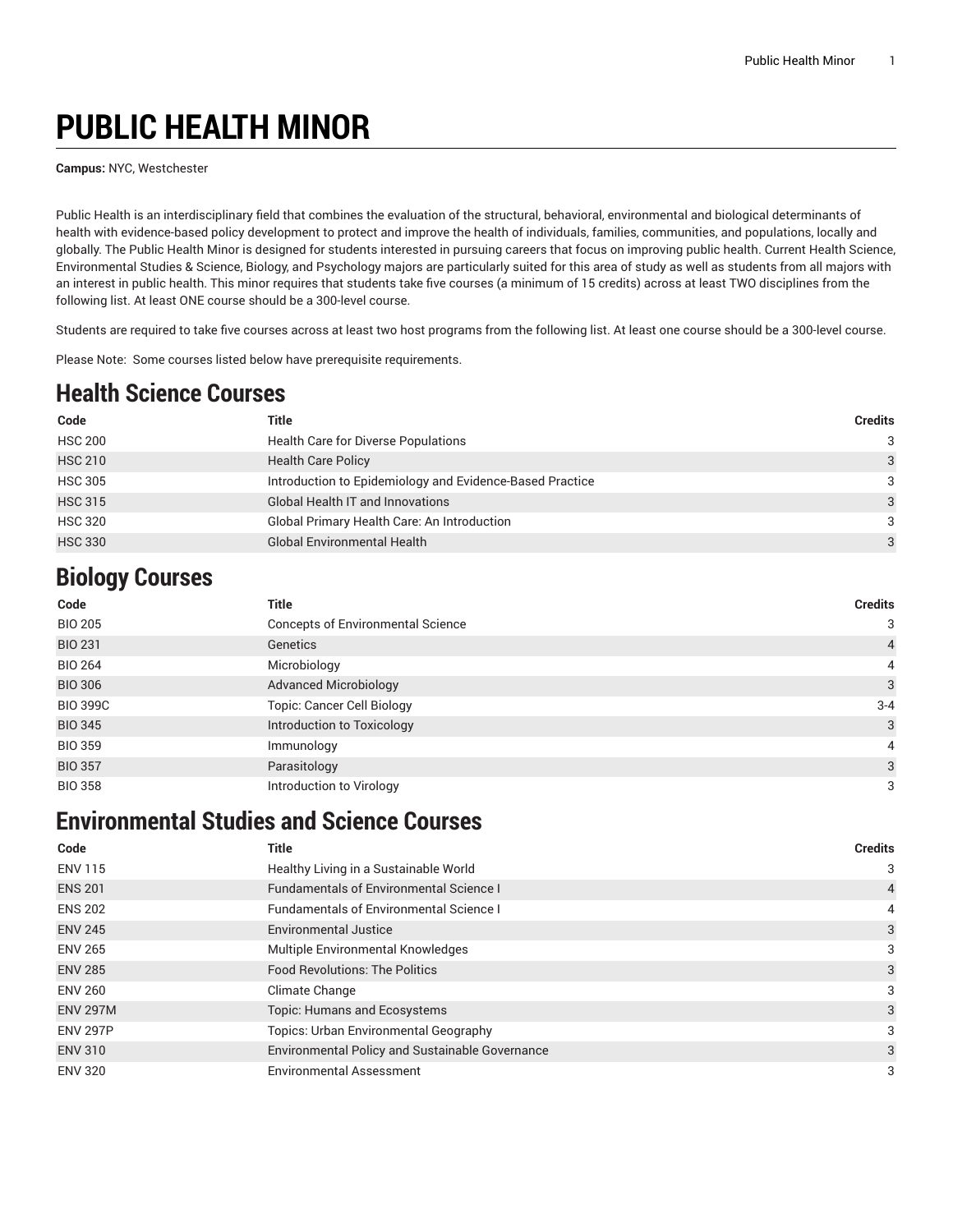# PUBLIC HEALTH MINOR

**Campus:** NYC, Westchester

Public Health is an interdisciplinary field that combines the evaluation of the structural, behavioral, environmental and biological determinants of health with evidence-based policy development to protect and improve the health of individuals, families, communities, and populations, locally and globally. The Public Health Minor is designed for students interested in pursuing careers that focus on improving public health. Current Health Science, Environmental Studies & Science, Biology, and Psychology majors are particularly suited for this area of study as well as students from all majors with an interest in public health. This minor requires that students take five courses (a minimum of 15 credits) across at least TWO disciplines from the following list. At least ONE course should be a 300-level course.

Students are required to take five courses across at least two host programs from the following list. At least one course should be a 300-level course.

Please Note: Some courses listed below have prerequisite requirements.

## Health Science Courses

| Code | Title | Credits |
|---|---|---|
| HSC 200 | Health Care for Diverse Populations | 3 |
| HSC 210 | Health Care Policy | 3 |
| HSC 305 | Introduction to Epidemiology and Evidence-Based Practice | 3 |
| HSC 315 | Global Health IT and Innovations | 3 |
| HSC 320 | Global Primary Health Care: An Introduction | 3 |
| HSC 330 | Global Environmental Health | 3 |

## Biology Courses

| Code | Title | Credits |
|---|---|---|
| BIO 205 | Concepts of Environmental Science | 3 |
| BIO 231 | Genetics | 4 |
| BIO 264 | Microbiology | 4 |
| BIO 306 | Advanced Microbiology | 3 |
| BIO 399C | Topic: Cancer Cell Biology | 3-4 |
| BIO 345 | Introduction to Toxicology | 3 |
| BIO 359 | Immunology | 4 |
| BIO 357 | Parasitology | 3 |
| BIO 358 | Introduction to Virology | 3 |

## Environmental Studies and Science Courses

| Code | Title | Credits |
|---|---|---|
| ENV 115 | Healthy Living in a Sustainable World | 3 |
| ENS 201 | Fundamentals of Environmental Science I | 4 |
| ENS 202 | Fundamentals of Environmental Science I | 4 |
| ENV 245 | Environmental Justice | 3 |
| ENV 265 | Multiple Environmental Knowledges | 3 |
| ENV 285 | Food Revolutions: The Politics | 3 |
| ENV 260 | Climate Change | 3 |
| ENV 297M | Topic: Humans and Ecosystems | 3 |
| ENV 297P | Topics: Urban Environmental Geography | 3 |
| ENV 310 | Environmental Policy and Sustainable Governance | 3 |
| ENV 320 | Environmental Assessment | 3 |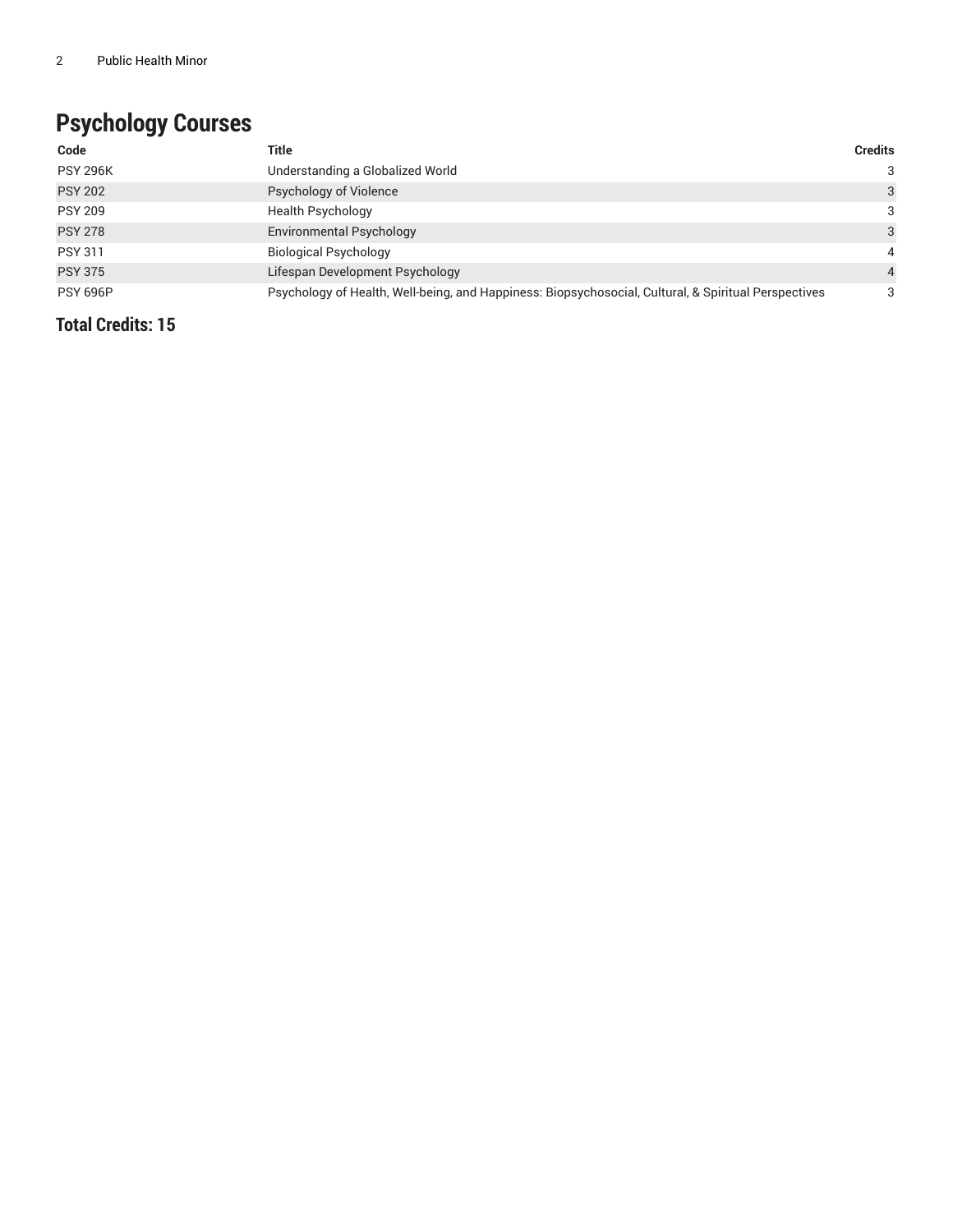## Psychology Courses

| Code | Title | Credits |
| --- | --- | --- |
| PSY 296K | Understanding a Globalized World | 3 |
| PSY 202 | Psychology of Violence | 3 |
| PSY 209 | Health Psychology | 3 |
| PSY 278 | Environmental Psychology | 3 |
| PSY 311 | Biological Psychology | 4 |
| PSY 375 | Lifespan Development Psychology | 4 |
| PSY 696P | Psychology of Health, Well-being, and Happiness: Biopsychosocial, Cultural, & Spiritual Perspectives | 3 |

### Total Credits: 15